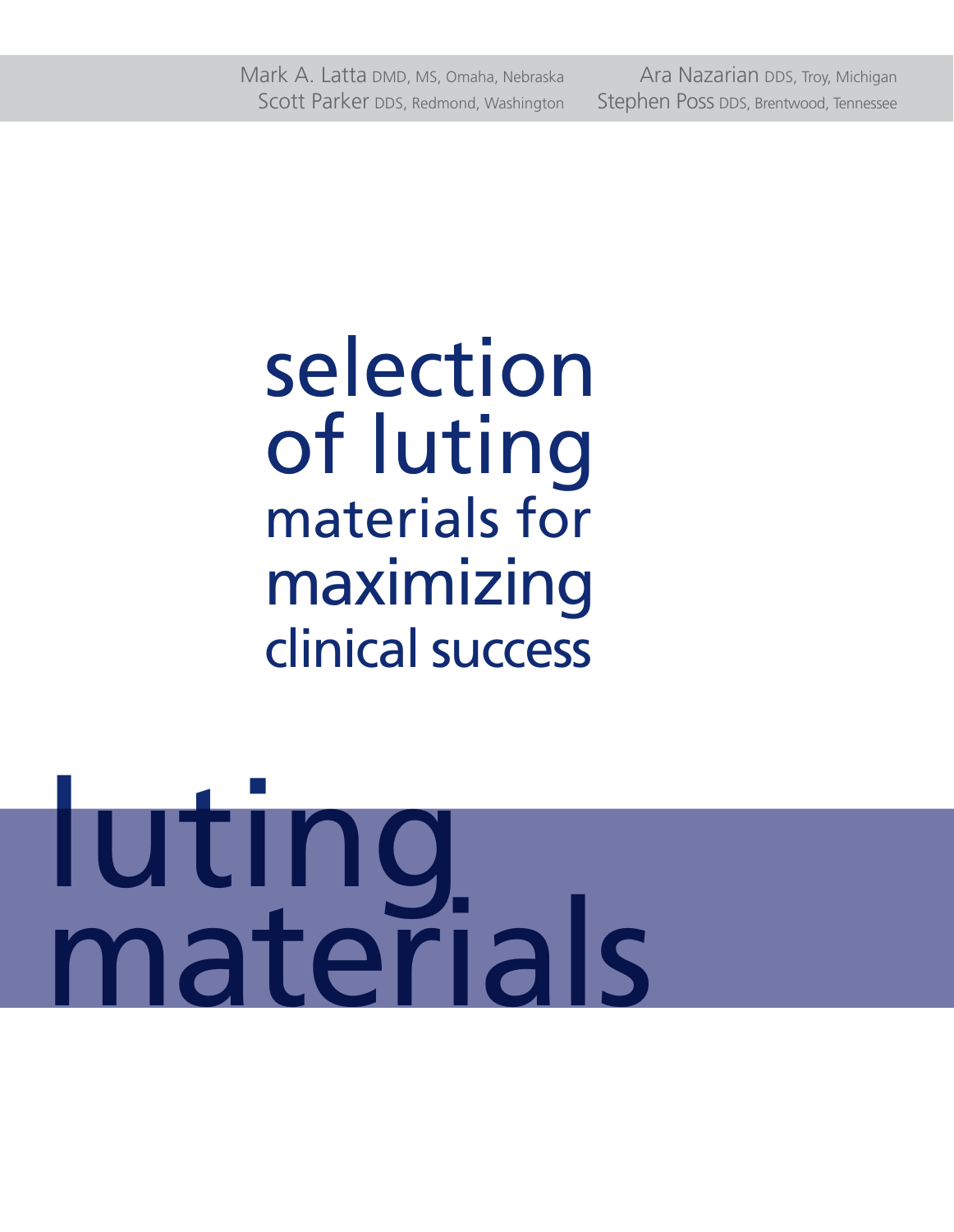Mark A. Latta DMD, MS, Omaha, Nebraska
Scott Parker DDS, Redmond, Washington
Ara Nazarian DDS, Troy, Michigan
Stephen Poss DDS, Brentwood, Tennessee

# selection of luting materials for maximizing clinical success

# luting materials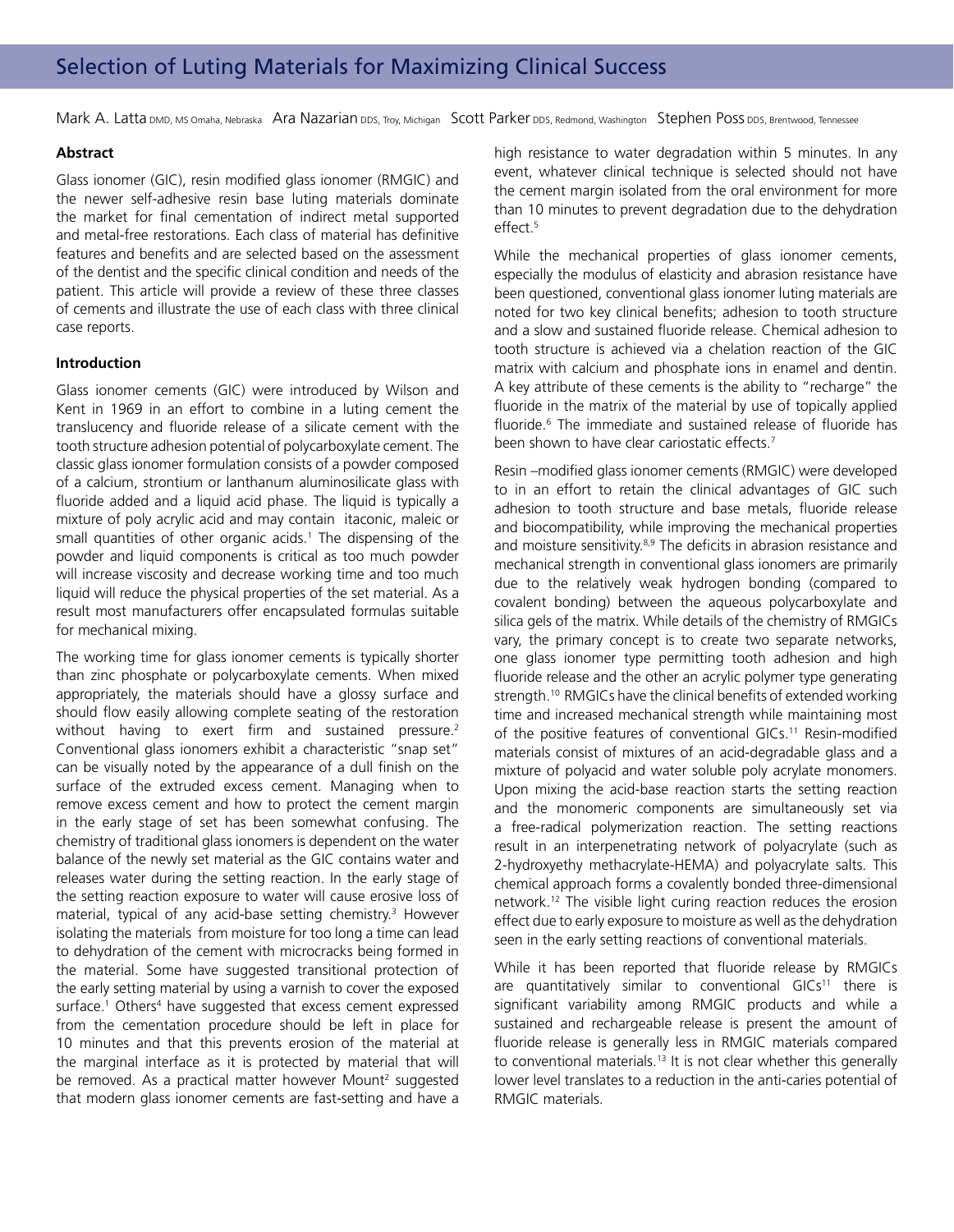# Selection of Luting Materials for Maximizing Clinical Success

Mark A. Latta DMD, MS Omaha, Nebraska Ara Nazarian DDS, Troy, Michigan Scott Parker DDS, Redmond, Washington Stephen Poss DDS, Brentwood, Tennessee

### Abstract

Glass ionomer (GIC), resin modified glass ionomer (RMGIC) and the newer self-adhesive resin base luting materials dominate the market for final cementation of indirect metal supported and metal-free restorations. Each class of material has definitive features and benefits and are selected based on the assessment of the dentist and the specific clinical condition and needs of the patient. This article will provide a review of these three classes of cements and illustrate the use of each class with three clinical case reports.

### Introduction

Glass ionomer cements (GIC) were introduced by Wilson and Kent in 1969 in an effort to combine in a luting cement the translucency and fluoride release of a silicate cement with the tooth structure adhesion potential of polycarboxylate cement. The classic glass ionomer formulation consists of a powder composed of a calcium, strontium or lanthanum aluminosilicate glass with fluoride added and a liquid acid phase. The liquid is typically a mixture of poly acrylic acid and may contain itaconic, maleic or small quantities of other organic acids.[1] The dispensing of the powder and liquid components is critical as too much powder will increase viscosity and decrease working time and too much liquid will reduce the physical properties of the set material. As a result most manufacturers offer encapsulated formulas suitable for mechanical mixing.

The working time for glass ionomer cements is typically shorter than zinc phosphate or polycarboxylate cements. When mixed appropriately, the materials should have a glossy surface and should flow easily allowing complete seating of the restoration without having to exert firm and sustained pressure.[2] Conventional glass ionomers exhibit a characteristic "snap set" can be visually noted by the appearance of a dull finish on the surface of the extruded excess cement. Managing when to remove excess cement and how to protect the cement margin in the early stage of set has been somewhat confusing. The chemistry of traditional glass ionomers is dependent on the water balance of the newly set material as the GIC contains water and releases water during the setting reaction. In the early stage of the setting reaction exposure to water will cause erosive loss of material, typical of any acid-base setting chemistry.[3] However isolating the materials from moisture for too long a time can lead to dehydration of the cement with microcracks being formed in the material. Some have suggested transitional protection of the early setting material by using a varnish to cover the exposed surface.[1] Others[4] have suggested that excess cement expressed from the cementation procedure should be left in place for 10 minutes and that this prevents erosion of the material at the marginal interface as it is protected by material that will be removed. As a practical matter however Mount[2] suggested that modern glass ionomer cements are fast-setting and have a high resistance to water degradation within 5 minutes. In any event, whatever clinical technique is selected should not have the cement margin isolated from the oral environment for more than 10 minutes to prevent degradation due to the dehydration effect.[5]

While the mechanical properties of glass ionomer cements, especially the modulus of elasticity and abrasion resistance have been questioned, conventional glass ionomer luting materials are noted for two key clinical benefits; adhesion to tooth structure and a slow and sustained fluoride release. Chemical adhesion to tooth structure is achieved via a chelation reaction of the GIC matrix with calcium and phosphate ions in enamel and dentin. A key attribute of these cements is the ability to "recharge" the fluoride in the matrix of the material by use of topically applied fluoride.[6] The immediate and sustained release of fluoride has been shown to have clear cariostatic effects.[7]

Resin –modified glass ionomer cements (RMGIC) were developed to in an effort to retain the clinical advantages of GIC such adhesion to tooth structure and base metals, fluoride release and biocompatibility, while improving the mechanical properties and moisture sensitivity.[8,9] The deficits in abrasion resistance and mechanical strength in conventional glass ionomers are primarily due to the relatively weak hydrogen bonding (compared to covalent bonding) between the aqueous polycarboxylate and silica gels of the matrix. While details of the chemistry of RMGICs vary, the primary concept is to create two separate networks, one glass ionomer type permitting tooth adhesion and high fluoride release and the other an acrylic polymer type generating strength.[10] RMGICs have the clinical benefits of extended working time and increased mechanical strength while maintaining most of the positive features of conventional GICs.[11] Resin-modified materials consist of mixtures of an acid-degradable glass and a mixture of polyacid and water soluble poly acrylate monomers. Upon mixing the acid-base reaction starts the setting reaction and the monomeric components are simultaneously set via a free-radical polymerization reaction. The setting reactions result in an interpenetrating network of polyacrylate (such as 2-hydroxyethy methacrylate-HEMA) and polyacrylate salts. This chemical approach forms a covalently bonded three-dimensional network.[12] The visible light curing reaction reduces the erosion effect due to early exposure to moisture as well as the dehydration seen in the early setting reactions of conventional materials.

While it has been reported that fluoride release by RMGICs are quantitatively similar to conventional GICs[11] there is significant variability among RMGIC products and while a sustained and rechargeable release is present the amount of fluoride release is generally less in RMGIC materials compared to conventional materials.[13] It is not clear whether this generally lower level translates to a reduction in the anti-caries potential of RMGIC materials.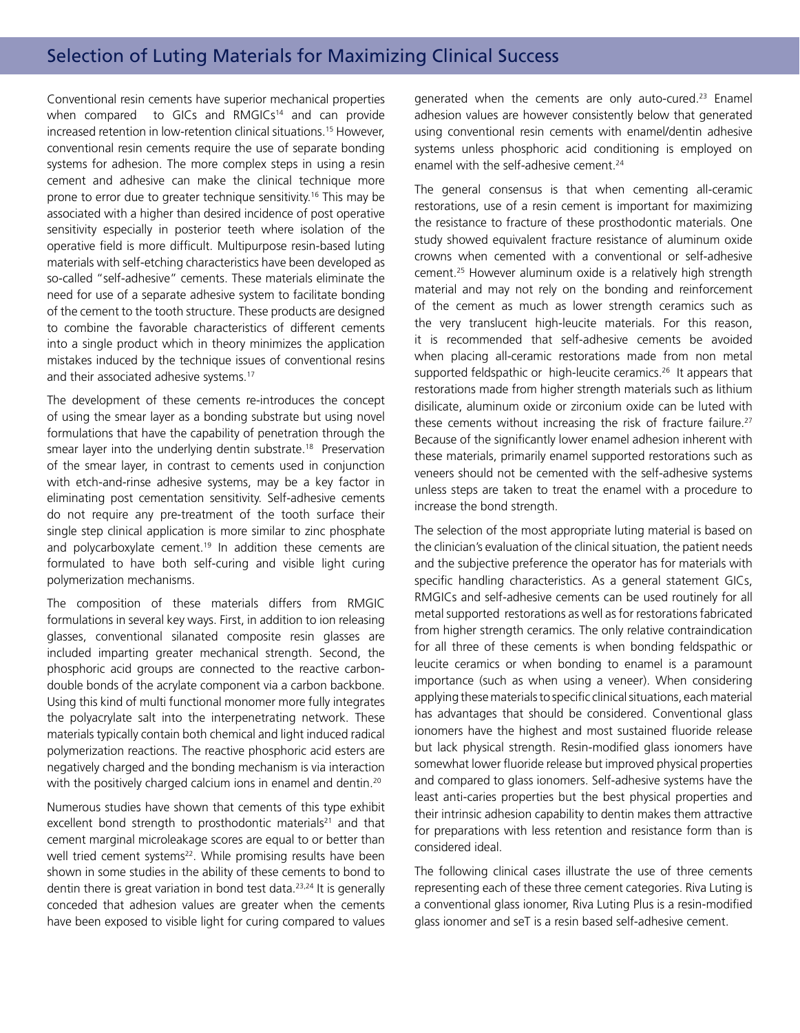Conventional resin cements have superior mechanical properties when compared to GICs and RMGICs[14] and can provide increased retention in low-retention clinical situations.[15] However, conventional resin cements require the use of separate bonding systems for adhesion. The more complex steps in using a resin cement and adhesive can make the clinical technique more prone to error due to greater technique sensitivity.[16] This may be associated with a higher than desired incidence of post operative sensitivity especially in posterior teeth where isolation of the operative field is more difficult. Multipurpose resin-based luting materials with self-etching characteristics have been developed as so-called "self-adhesive" cements. These materials eliminate the need for use of a separate adhesive system to facilitate bonding of the cement to the tooth structure. These products are designed to combine the favorable characteristics of different cements into a single product which in theory minimizes the application mistakes induced by the technique issues of conventional resins and their associated adhesive systems.[17]

The development of these cements re-introduces the concept of using the smear layer as a bonding substrate but using novel formulations that have the capability of penetration through the smear layer into the underlying dentin substrate.[18] Preservation of the smear layer, in contrast to cements used in conjunction with etch-and-rinse adhesive systems, may be a key factor in eliminating post cementation sensitivity. Self-adhesive cements do not require any pre-treatment of the tooth surface their single step clinical application is more similar to zinc phosphate and polycarboxylate cement.[19] In addition these cements are formulated to have both self-curing and visible light curing polymerization mechanisms.

The composition of these materials differs from RMGIC formulations in several key ways. First, in addition to ion releasing glasses, conventional silanated composite resin glasses are included imparting greater mechanical strength. Second, the phosphoric acid groups are connected to the reactive carbon-double bonds of the acrylate component via a carbon backbone. Using this kind of multi functional monomer more fully integrates the polyacrylate salt into the interpenetrating network. These materials typically contain both chemical and light induced radical polymerization reactions. The reactive phosphoric acid esters are negatively charged and the bonding mechanism is via interaction with the positively charged calcium ions in enamel and dentin.[20]

Numerous studies have shown that cements of this type exhibit excellent bond strength to prosthodontic materials[21] and that cement marginal microleakage scores are equal to or better than well tried cement systems[22]. While promising results have been shown in some studies in the ability of these cements to bond to dentin there is great variation in bond test data.[23,24] It is generally conceded that adhesion values are greater when the cements have been exposed to visible light for curing compared to values generated when the cements are only auto-cured.[23] Enamel adhesion values are however consistently below that generated using conventional resin cements with enamel/dentin adhesive systems unless phosphoric acid conditioning is employed on enamel with the self-adhesive cement.[24]

The general consensus is that when cementing all-ceramic restorations, use of a resin cement is important for maximizing the resistance to fracture of these prosthodontic materials. One study showed equivalent fracture resistance of aluminum oxide crowns when cemented with a conventional or self-adhesive cement.[25] However aluminum oxide is a relatively high strength material and may not rely on the bonding and reinforcement of the cement as much as lower strength ceramics such as the very translucent high-leucite materials. For this reason, it is recommended that self-adhesive cements be avoided when placing all-ceramic restorations made from non metal supported feldspathic or high-leucite ceramics.[26] It appears that restorations made from higher strength materials such as lithium disilicate, aluminum oxide or zirconium oxide can be luted with these cements without increasing the risk of fracture failure.[27] Because of the significantly lower enamel adhesion inherent with these materials, primarily enamel supported restorations such as veneers should not be cemented with the self-adhesive systems unless steps are taken to treat the enamel with a procedure to increase the bond strength.

The selection of the most appropriate luting material is based on the clinician's evaluation of the clinical situation, the patient needs and the subjective preference the operator has for materials with specific handling characteristics. As a general statement GICs, RMGICs and self-adhesive cements can be used routinely for all metal supported restorations as well as for restorations fabricated from higher strength ceramics. The only relative contraindication for all three of these cements is when bonding feldspathic or leucite ceramics or when bonding to enamel is a paramount importance (such as when using a veneer). When considering applying these materials to specific clinical situations, each material has advantages that should be considered. Conventional glass ionomers have the highest and most sustained fluoride release but lack physical strength. Resin-modified glass ionomers have somewhat lower fluoride release but improved physical properties and compared to glass ionomers. Self-adhesive systems have the least anti-caries properties but the best physical properties and their intrinsic adhesion capability to dentin makes them attractive for preparations with less retention and resistance form than is considered ideal.

The following clinical cases illustrate the use of three cements representing each of these three cement categories. Riva Luting is a conventional glass ionomer, Riva Luting Plus is a resin-modified glass ionomer and seT is a resin based self-adhesive cement.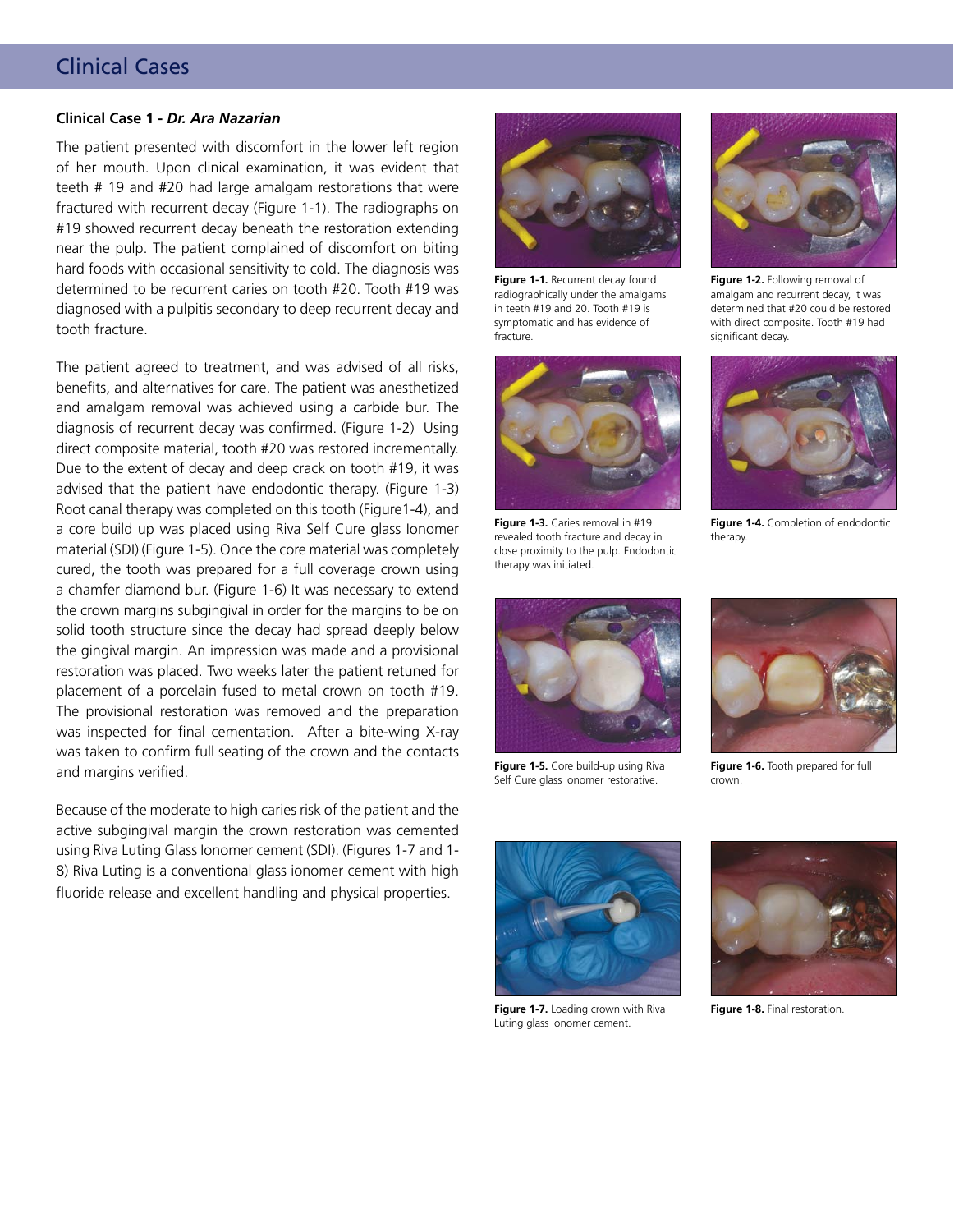# Clinical Cases

### Clinical Case 1 - *Dr. Ara Nazarian*

The patient presented with discomfort in the lower left region of her mouth. Upon clinical examination, it was evident that teeth # 19 and #20 had large amalgam restorations that were fractured with recurrent decay (Figure 1-1). The radiographs on #19 showed recurrent decay beneath the restoration extending near the pulp. The patient complained of discomfort on biting hard foods with occasional sensitivity to cold. The diagnosis was determined to be recurrent caries on tooth #20. Tooth #19 was diagnosed with a pulpitis secondary to deep recurrent decay and tooth fracture.

The patient agreed to treatment, and was advised of all risks, benefits, and alternatives for care. The patient was anesthetized and amalgam removal was achieved using a carbide bur. The diagnosis of recurrent decay was confirmed. (Figure 1-2) Using direct composite material, tooth #20 was restored incrementally. Due to the extent of decay and deep crack on tooth #19, it was advised that the patient have endodontic therapy. (Figure 1-3) Root canal therapy was completed on this tooth (Figure1-4), and a core build up was placed using Riva Self Cure glass Ionomer material (SDI) (Figure 1-5). Once the core material was completely cured, the tooth was prepared for a full coverage crown using a chamfer diamond bur. (Figure 1-6) It was necessary to extend the crown margins subgingival in order for the margins to be on solid tooth structure since the decay had spread deeply below the gingival margin. An impression was made and a provisional restoration was placed. Two weeks later the patient retuned for placement of a porcelain fused to metal crown on tooth #19. The provisional restoration was removed and the preparation was inspected for final cementation. After a bite-wing X-ray was taken to confirm full seating of the crown and the contacts and margins verified.

Because of the moderate to high caries risk of the patient and the active subgingival margin the crown restoration was cemented using Riva Luting Glass Ionomer cement (SDI). (Figures 1-7 and 1-8) Riva Luting is a conventional glass ionomer cement with high fluoride release and excellent handling and physical properties.

**Figure 1-1.** Recurrent decay found radiographically under the amalgams in teeth #19 and 20. Tooth #19 is symptomatic and has evidence of fracture.

**Figure 1-2.** Following removal of amalgam and recurrent decay, it was determined that #20 could be restored with direct composite. Tooth #19 had significant decay.

**Figure 1-3.** Caries removal in #19 revealed tooth fracture and decay in close proximity to the pulp. Endodontic therapy was initiated.

**Figure 1-4.** Completion of endodontic therapy.

**Figure 1-5.** Core build-up using Riva Self Cure glass ionomer restorative.

**Figure 1-6.** Tooth prepared for full crown.

**Figure 1-7.** Loading crown with Riva Luting glass ionomer cement.

**Figure 1-8.** Final restoration.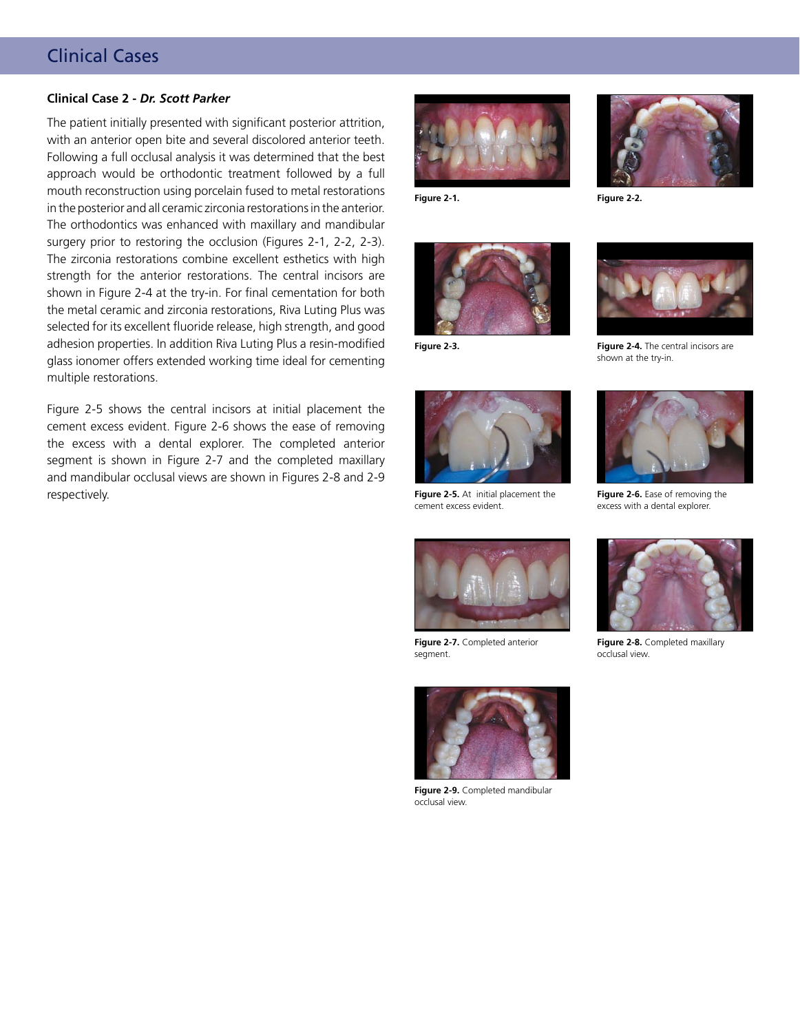# Clinical Cases

**Clinical Case 2 - *Dr. Scott Parker***

The patient initially presented with significant posterior attrition, with an anterior open bite and several discolored anterior teeth. Following a full occlusal analysis it was determined that the best approach would be orthodontic treatment followed by a full mouth reconstruction using porcelain fused to metal restorations in the posterior and all ceramic zirconia restorations in the anterior. The orthodontics was enhanced with maxillary and mandibular surgery prior to restoring the occlusion (Figures 2-1, 2-2, 2-3). The zirconia restorations combine excellent esthetics with high strength for the anterior restorations. The central incisors are shown in Figure 2-4 at the try-in. For final cementation for both the metal ceramic and zirconia restorations, Riva Luting Plus was selected for its excellent fluoride release, high strength, and good adhesion properties. In addition Riva Luting Plus a resin-modified glass ionomer offers extended working time ideal for cementing multiple restorations.

Figure 2-5 shows the central incisors at initial placement the cement excess evident. Figure 2-6 shows the ease of removing the excess with a dental explorer. The completed anterior segment is shown in Figure 2-7 and the completed maxillary and mandibular occlusal views are shown in Figures 2-8 and 2-9 respectively.

**Figure 2-1.**

**Figure 2-2.**

**Figure 2-3.**

**Figure 2-4.** The central incisors are shown at the try-in.

**Figure 2-5.** At initial placement the cement excess evident.

**Figure 2-6.** Ease of removing the excess with a dental explorer.

**Figure 2-7.** Completed anterior segment.

**Figure 2-8.** Completed maxillary occlusal view.

**Figure 2-9.** Completed mandibular occlusal view.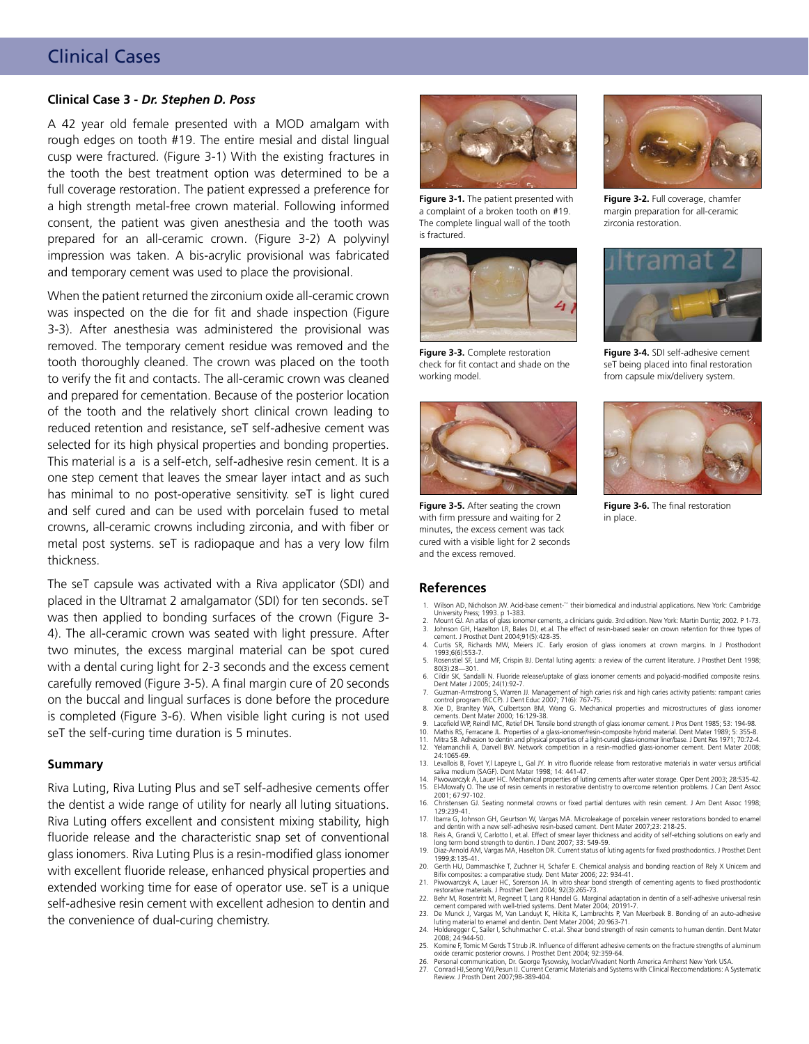## Clinical Cases

### Clinical Case 3 - *Dr. Stephen D. Poss*

A 42 year old female presented with a MOD amalgam with rough edges on tooth #19. The entire mesial and distal lingual cusp were fractured. (Figure 3-1) With the existing fractures in the tooth the best treatment option was determined to be a full coverage restoration. The patient expressed a preference for a high strength metal-free crown material. Following informed consent, the patient was given anesthesia and the tooth was prepared for an all-ceramic crown. (Figure 3-2) A polyvinyl impression was taken. A bis-acrylic provisional was fabricated and temporary cement was used to place the provisional.

When the patient returned the zirconium oxide all-ceramic crown was inspected on the die for fit and shade inspection (Figure 3-3). After anesthesia was administered the provisional was removed. The temporary cement residue was removed and the tooth thoroughly cleaned. The crown was placed on the tooth to verify the fit and contacts. The all-ceramic crown was cleaned and prepared for cementation. Because of the posterior location of the tooth and the relatively short clinical crown leading to reduced retention and resistance, seT self-adhesive cement was selected for its high physical properties and bonding properties. This material is a is a self-etch, self-adhesive resin cement. It is a one step cement that leaves the smear layer intact and as such has minimal to no post-operative sensitivity. seT is light cured and self cured and can be used with porcelain fused to metal crowns, all-ceramic crowns including zirconia, and with fiber or metal post systems. seT is radiopaque and has a very low film thickness.

The seT capsule was activated with a Riva applicator (SDI) and placed in the Ultramat 2 amalgamator (SDI) for ten seconds. seT was then applied to bonding surfaces of the crown (Figure 3-4). The all-ceramic crown was seated with light pressure. After two minutes, the excess marginal material can be spot cured with a dental curing light for 2-3 seconds and the excess cement carefully removed (Figure 3-5). A final margin cure of 20 seconds on the buccal and lingual surfaces is done before the procedure is completed (Figure 3-6). When visible light curing is not used seT the self-curing time duration is 5 minutes.

**Figure 3-1.** The patient presented with a complaint of a broken tooth on #19. The complete lingual wall of the tooth is fractured.

**Figure 3-2.** Full coverage, chamfer margin preparation for all-ceramic zirconia restoration.

**Figure 3-3.** Complete restoration check for fit contact and shade on the working model.

**Figure 3-4.** SDI self-adhesive cement seT being placed into final restoration from capsule mix/delivery system.

**Figure 3-5.** After seating the crown with firm pressure and waiting for 2 minutes, the excess cement was tack cured with a visible light for 2 seconds and the excess removed.

**Figure 3-6.** The final restoration in place.

### Summary

Riva Luting, Riva Luting Plus and seT self-adhesive cements offer the dentist a wide range of utility for nearly all luting situations. Riva Luting offers excellent and consistent mixing stability, high fluoride release and the characteristic snap set of conventional glass ionomers. Riva Luting Plus is a resin-modified glass ionomer with excellent fluoride release, enhanced physical properties and extended working time for ease of operator use. seT is a unique self-adhesive resin cement with excellent adhesion to dentin and the convenience of dual-curing chemistry.

### References

1. Wilson AD, Nicholson JW. Acid-base cement-¨ their biomedical and industrial applications. New York: Cambridge University Press; 1993. p 1-383.
2. Mount GJ. An atlas of glass ionomer cements, a clinicians guide. 3rd edition. New York: Martin Duntiz; 2002. P 1-73.
3. Johnson GH, Hazelton LR, Bales DJ, et.al. The effect of resin-based sealer on crown retention for three types of cement. J Prosthet Dent 2004;91(5):428-35.
4. Curtis SR, Richards MW, Meiers JC. Early erosion of glass ionomers at crown margins. In J Prosthodont 1993;6(6):553-7.
5. Rosenstiel SF, Land MF, Crispin BJ. Dental luting agents: a review of the current literature. J Prosthet Dent 1998; 80(3):28—301.
6. Cildir SK, Sandalli N. Fluoride release/uptake of glass ionomer cements and polyacid-modified composite resins. Dent Mater J 2005; 24(1):92-7.
7. Guzman-Armstrong S, Warren JJ. Management of high caries risk and high caries activity patients: rampant caries control program (RCCP). J Dent Educ 2007; 71(6): 767-75.
8. Xie D, Brantley WA, Culbertson BM, Wang G. Mechanical properties and microstructures of glass ionomer cements. Dent Mater 2000; 16:129-38.
9. Lacefield WP, Reindl MC, Retief DH. Tensile bond strength of glass ionomer cement. J Pros Dent 1985; 53: 194-98.
10. Mathis RS, Ferracane JL. Properties of a glass-ionomer/resin-composite hybrid material. Dent Mater 1989; 5: 355-8.
11. Mitra SB. Adhesion to dentin and physical properties of a light-cured glass-ionomer liner/base. J Dent Res 1971; 70:72-4.
12. Yelamanchili A, Darvell BW. Network competition in a resin-modfied glass-ionomer cement. Dent Mater 2008; 24:1065-69.
13. Levallois B, Fovet Y,l Lapeyre L, Gal JY. In vitro fluoride release from restorative materials in water versus artificial saliva medium (SAGF). Dent Mater 1998; 14: 441-47.
14. Piwowarczyk A, Lauer HC. Mechanical properties of luting cements after water storage. Oper Dent 2003; 28:535-42.
15. El-Mowafy O. The use of resin cements in restorative dentistry to overcome retention problems. J Can Dent Assoc 2001; 67:97-102.
16. Christensen GJ. Seating nonmetal crowns or fixed partial dentures with resin cement. J Am Dent Assoc 1998; 129:239-41.
17. Ibarra G, Johnson GH, Geurtson W, Vargas MA. Microleakage of porcelain veneer restorations bonded to enamel and dentin with a new self-adhesive resin-based cement. Dent Mater 2007;23: 218-25.
18. Reis A, Grandi V, Carlotto I, et.al. Effect of smear layer thickness and acidity of self-etching solutions on early and long term bond strength to dentin. J Dent 2007; 33: 549-59.
19. Diaz-Arnold AM, Vargas MA, Haselton DR. Current status of luting agents for fixed prosthodontics. J Prosthet Dent 1999;8:135-41.
20. Gerth HU, Dammaschke T, Zuchner H, Schafer E. Chemical analysis and bonding reaction of Rely X Unicem and Bifix composites: a comparative study. Dent Mater 2006; 22: 934-41.
21. Piwowarczyk A, Lauer HC, Sorenson JA. In vitro shear bond strength of cementing agents to fixed prosthodontic restorative materials. J Prosthet Dent 2004; 92(3):265-73.
22. Behr M, Rosentritt M, Regneet T, Lang R Handel G. Marginal adaptation in dentin of a self-adhesive universal resin cement compared with well-tried systems. Dent Mater 2004; 20191-7.
23. De Munck J, Vargas M, Van Landuyt K, Hikita K, Lambrechts P, Van Meerbeek B. Bonding of an auto-adhesive luting material to enamel and dentin. Dent Mater 2004; 20:963-71.
24. Holderegger C, Sailer I, Schuhmacher C. et.al. Shear bond strength of resin cements to human dentin. Dent Mater 2008; 24:944-50.
25. Komine F, Tomic M Gerds T Strub JR. Influence of different adhesive cements on the fracture strengths of aluminum oxide ceramic posterior crowns. J Prosthet Dent 2004; 92:359-64.
26. Personal communication, Dr. George Tysowsky, Ivoclar/Vivadent North America Amherst New York USA.
27. Conrad HJ,Seong WJ,Pesun IJ. Current Ceramic Materials and Systems with Clinical Reccomendations: A Systematic Review. J Prosth Dent 2007;98-389-404.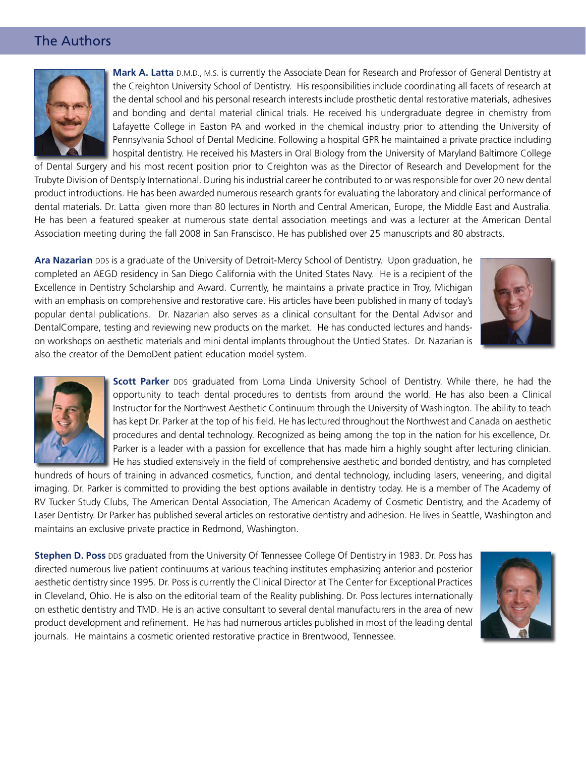## The Authors

**Mark A. Latta** D.M.D., M.S. is currently the Associate Dean for Research and Professor of General Dentistry at the Creighton University School of Dentistry. His responsibilities include coordinating all facets of research at the dental school and his personal research interests include prosthetic dental restorative materials, adhesives and bonding and dental material clinical trials. He received his undergraduate degree in chemistry from Lafayette College in Easton PA and worked in the chemical industry prior to attending the University of Pennsylvania School of Dental Medicine. Following a hospital GPR he maintained a private practice including hospital dentistry. He received his Masters in Oral Biology from the University of Maryland Baltimore College of Dental Surgery and his most recent position prior to Creighton was as the Director of Research and Development for the Trubyte Division of Dentsply International. During his industrial career he contributed to or was responsible for over 20 new dental product introductions. He has been awarded numerous research grants for evaluating the laboratory and clinical performance of dental materials. Dr. Latta given more than 80 lectures in North and Central American, Europe, the Middle East and Australia. He has been a featured speaker at numerous state dental association meetings and was a lecturer at the American Dental Association meeting during the fall 2008 in San Franscisco. He has published over 25 manuscripts and 80 abstracts.

**Ara Nazarian** DDS is a graduate of the University of Detroit-Mercy School of Dentistry. Upon graduation, he completed an AEGD residency in San Diego California with the United States Navy. He is a recipient of the Excellence in Dentistry Scholarship and Award. Currently, he maintains a private practice in Troy, Michigan with an emphasis on comprehensive and restorative care. His articles have been published in many of today's popular dental publications. Dr. Nazarian also serves as a clinical consultant for the Dental Advisor and DentalCompare, testing and reviewing new products on the market. He has conducted lectures and hands-on workshops on aesthetic materials and mini dental implants throughout the Untied States. Dr. Nazarian is also the creator of the DemoDent patient education model system.

**Scott Parker** DDS graduated from Loma Linda University School of Dentistry. While there, he had the opportunity to teach dental procedures to dentists from around the world. He has also been a Clinical Instructor for the Northwest Aesthetic Continuum through the University of Washington. The ability to teach has kept Dr. Parker at the top of his field. He has lectured throughout the Northwest and Canada on aesthetic procedures and dental technology. Recognized as being among the top in the nation for his excellence, Dr. Parker is a leader with a passion for excellence that has made him a highly sought after lecturing clinician. He has studied extensively in the field of comprehensive aesthetic and bonded dentistry, and has completed hundreds of hours of training in advanced cosmetics, function, and dental technology, including lasers, veneering, and digital imaging. Dr. Parker is committed to providing the best options available in dentistry today. He is a member of The Academy of RV Tucker Study Clubs, The American Dental Association, The American Academy of Cosmetic Dentistry, and the Academy of Laser Dentistry. Dr Parker has published several articles on restorative dentistry and adhesion. He lives in Seattle, Washington and maintains an exclusive private practice in Redmond, Washington.

**Stephen D. Poss** DDS graduated from the University Of Tennessee College Of Dentistry in 1983. Dr. Poss has directed numerous live patient continuums at various teaching institutes emphasizing anterior and posterior aesthetic dentistry since 1995. Dr. Poss is currently the Clinical Director at The Center for Exceptional Practices in Cleveland, Ohio. He is also on the editorial team of the Reality publishing. Dr. Poss lectures internationally on esthetic dentistry and TMD. He is an active consultant to several dental manufacturers in the area of new product development and refinement. He has had numerous articles published in most of the leading dental journals. He maintains a cosmetic oriented restorative practice in Brentwood, Tennessee.